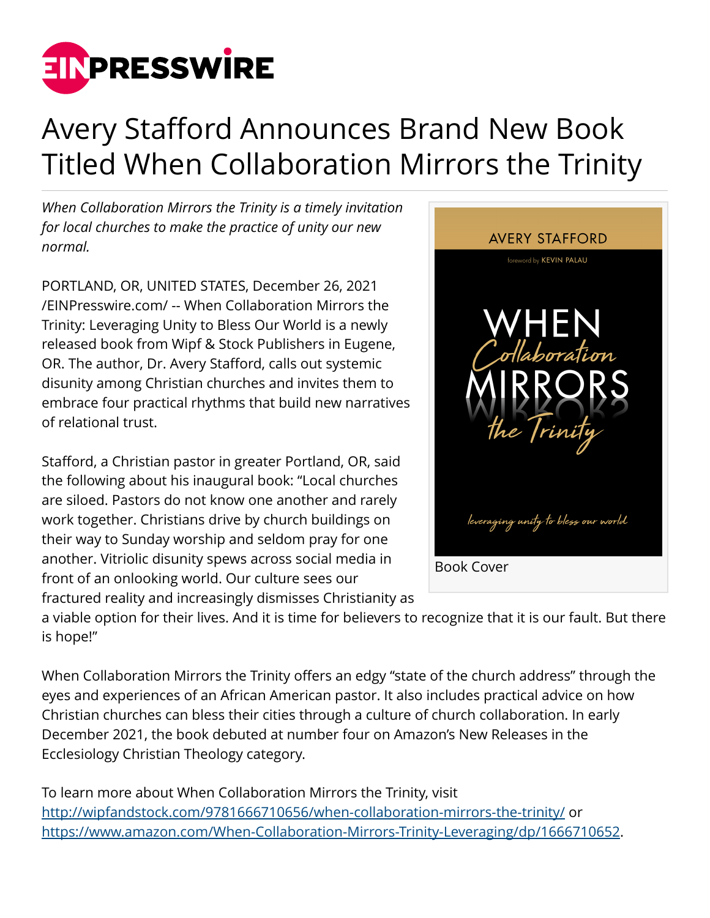# Avery Stafford Announces Brand New Book Titled When Collaboration Mirrors the Trinity

*When Collaboration Mirrors the Trinity is a timely invitation for local churches to make the practice of unity our new normal.*

PORTLAND, OR, UNITED STATES, December 26, 2021 /EINPresswire.com/ -- When Collaboration Mirrors the Trinity: Leveraging Unity to Bless Our World is a newly released book from Wipf & Stock Publishers in Eugene, OR. The author, Dr. Avery Stafford, calls out systemic disunity among Christian churches and invites them to embrace four practical rhythms that build new narratives of relational trust.

Stafford, a Christian pastor in greater Portland, OR, said the following about his inaugural book: "Local churches are siloed. Pastors do not know one another and rarely work together. Christians drive by church buildings on their way to Sunday worship and seldom pray for one another. Vitriolic disunity spews across social media in front of an onlooking world. Our culture sees our fractured reality and increasingly dismisses Christianity as a viable option for their lives. And it is time for believers to recognize that it is our fault. But there is hope!"

Book Cover

When Collaboration Mirrors the Trinity offers an edgy "state of the church address" through the eyes and experiences of an African American pastor. It also includes practical advice on how Christian churches can bless their cities through a culture of church collaboration. In early December 2021, the book debuted at number four on Amazon's New Releases in the Ecclesiology Christian Theology category.

To learn more about When Collaboration Mirrors the Trinity, visit http://wipfandstock.com/9781666710656/when-collaboration-mirrors-the-trinity/ or https://www.amazon.com/When-Collaboration-Mirrors-Trinity-Leveraging/dp/1666710652.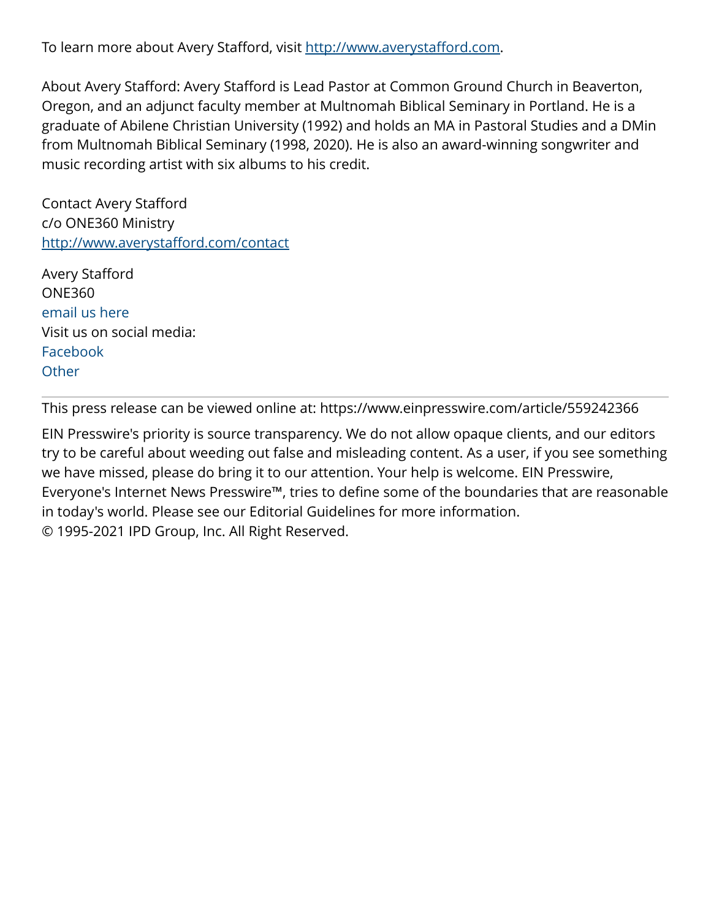To learn more about Avery Stafford, visit [http://www.averystafford.com](http://www.averystafford.com).

About Avery Stafford: Avery Stafford is Lead Pastor at Common Ground Church in Beaverton, Oregon, and an adjunct faculty member at Multnomah Biblical Seminary in Portland. He is a graduate of Abilene Christian University (1992) and holds an MA in Pastoral Studies and a DMin from Multnomah Biblical Seminary (1998, 2020). He is also an award-winning songwriter and music recording artist with six albums to his credit.

Contact Avery Stafford
c/o ONE360 Ministry
[http://www.averystafford.com/contact](http://www.averystafford.com/contact)

Avery Stafford
ONE360
email us here
Visit us on social media:
Facebook
Other

---

This press release can be viewed online at: https://www.einpresswire.com/article/559242366

EIN Presswire's priority is source transparency. We do not allow opaque clients, and our editors try to be careful about weeding out false and misleading content. As a user, if you see something we have missed, please do bring it to our attention. Your help is welcome. EIN Presswire, Everyone's Internet News Presswire™, tries to define some of the boundaries that are reasonable in today's world. Please see our Editorial Guidelines for more information.
© 1995-2021 IPD Group, Inc. All Right Reserved.